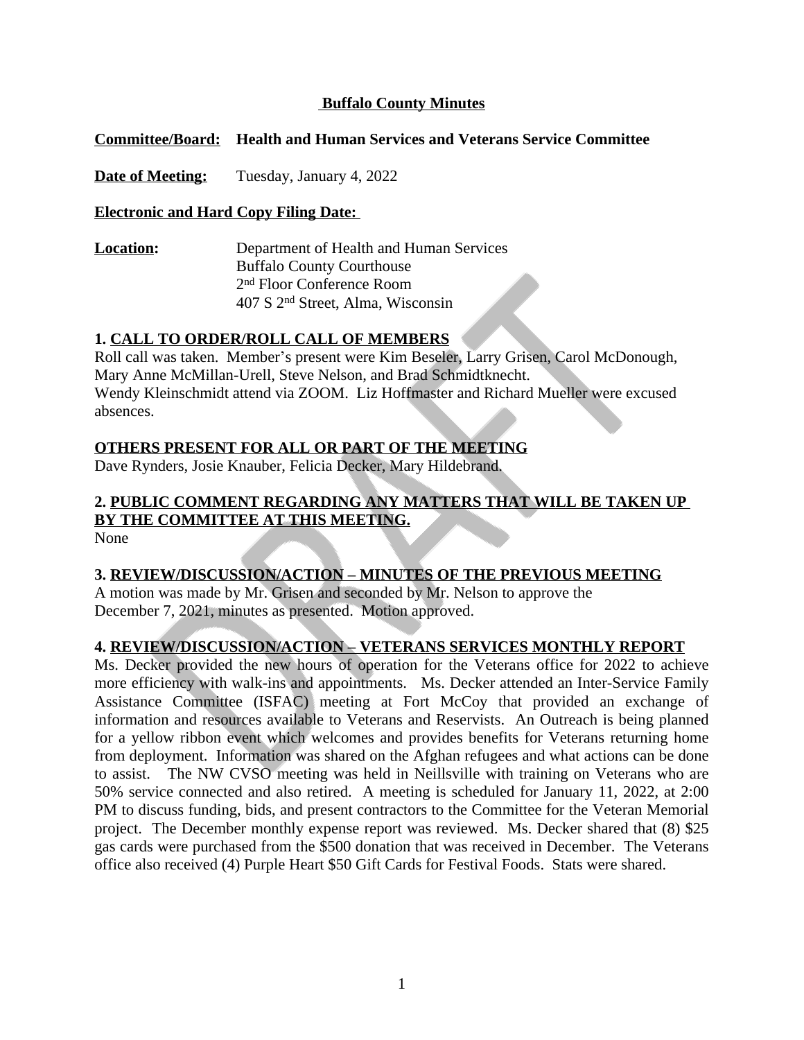# Buffalo County Minutes

**Committee/Board:** **Health and Human Services and Veterans Service Committee**

**Date of Meeting:** Tuesday, January 4, 2022

**Electronic and Hard Copy Filing Date:**

**Location:** Department of Health and Human Services
Buffalo County Courthouse
2nd Floor Conference Room
407 S 2nd Street, Alma, Wisconsin

## 1. CALL TO ORDER/ROLL CALL OF MEMBERS

Roll call was taken. Member's present were Kim Beseler, Larry Grisen, Carol McDonough, Mary Anne McMillan-Urell, Steve Nelson, and Brad Schmidtknecht.
Wendy Kleinschmidt attend via ZOOM. Liz Hoffmaster and Richard Mueller were excused absences.

## OTHERS PRESENT FOR ALL OR PART OF THE MEETING

Dave Rynders, Josie Knauber, Felicia Decker, Mary Hildebrand.

## 2. PUBLIC COMMENT REGARDING ANY MATTERS THAT WILL BE TAKEN UP BY THE COMMITTEE AT THIS MEETING.

None

## 3. REVIEW/DISCUSSION/ACTION – MINUTES OF THE PREVIOUS MEETING

A motion was made by Mr. Grisen and seconded by Mr. Nelson to approve the December 7, 2021, minutes as presented. Motion approved.

## 4. REVIEW/DISCUSSION/ACTION – VETERANS SERVICES MONTHLY REPORT

Ms. Decker provided the new hours of operation for the Veterans office for 2022 to achieve more efficiency with walk-ins and appointments. Ms. Decker attended an Inter-Service Family Assistance Committee (ISFAC) meeting at Fort McCoy that provided an exchange of information and resources available to Veterans and Reservists. An Outreach is being planned for a yellow ribbon event which welcomes and provides benefits for Veterans returning home from deployment. Information was shared on the Afghan refugees and what actions can be done to assist. The NW CVSO meeting was held in Neillsville with training on Veterans who are 50% service connected and also retired. A meeting is scheduled for January 11, 2022, at 2:00 PM to discuss funding, bids, and present contractors to the Committee for the Veteran Memorial project. The December monthly expense report was reviewed. Ms. Decker shared that (8) $25 gas cards were purchased from the $500 donation that was received in December. The Veterans office also received (4) Purple Heart $50 Gift Cards for Festival Foods. Stats were shared.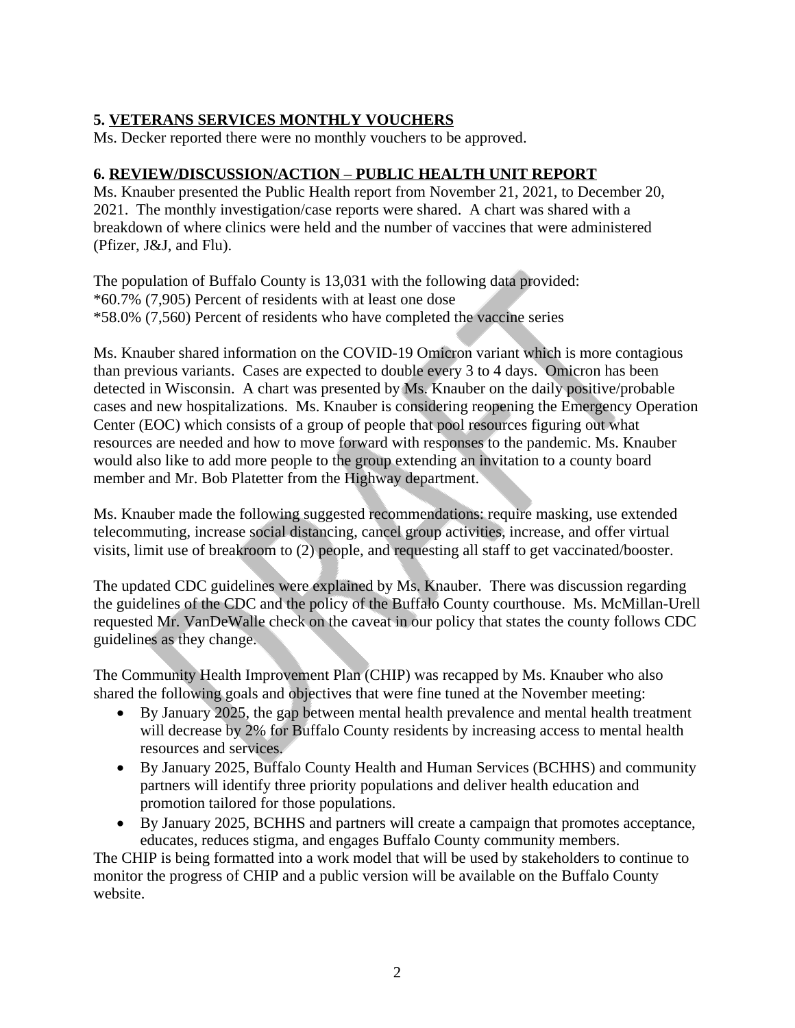### 5. VETERANS SERVICES MONTHLY VOUCHERS

Ms. Decker reported there were no monthly vouchers to be approved.

### 6. REVIEW/DISCUSSION/ACTION – PUBLIC HEALTH UNIT REPORT

Ms. Knauber presented the Public Health report from November 21, 2021, to December 20, 2021. The monthly investigation/case reports were shared. A chart was shared with a breakdown of where clinics were held and the number of vaccines that were administered (Pfizer, J&J, and Flu).

The population of Buffalo County is 13,031 with the following data provided:
*60.7% (7,905) Percent of residents with at least one dose
*58.0% (7,560) Percent of residents who have completed the vaccine series

Ms. Knauber shared information on the COVID-19 Omicron variant which is more contagious than previous variants. Cases are expected to double every 3 to 4 days. Omicron has been detected in Wisconsin. A chart was presented by Ms. Knauber on the daily positive/probable cases and new hospitalizations. Ms. Knauber is considering reopening the Emergency Operation Center (EOC) which consists of a group of people that pool resources figuring out what resources are needed and how to move forward with responses to the pandemic. Ms. Knauber would also like to add more people to the group extending an invitation to a county board member and Mr. Bob Platetter from the Highway department.

Ms. Knauber made the following suggested recommendations: require masking, use extended telecommuting, increase social distancing, cancel group activities, increase, and offer virtual visits, limit use of breakroom to (2) people, and requesting all staff to get vaccinated/booster.

The updated CDC guidelines were explained by Ms. Knauber. There was discussion regarding the guidelines of the CDC and the policy of the Buffalo County courthouse. Ms. McMillan-Urell requested Mr. VanDeWalle check on the caveat in our policy that states the county follows CDC guidelines as they change.

The Community Health Improvement Plan (CHIP) was recapped by Ms. Knauber who also shared the following goals and objectives that were fine tuned at the November meeting:

- By January 2025, the gap between mental health prevalence and mental health treatment will decrease by 2% for Buffalo County residents by increasing access to mental health resources and services.
- By January 2025, Buffalo County Health and Human Services (BCHHS) and community partners will identify three priority populations and deliver health education and promotion tailored for those populations.
- By January 2025, BCHHS and partners will create a campaign that promotes acceptance, educates, reduces stigma, and engages Buffalo County community members.

The CHIP is being formatted into a work model that will be used by stakeholders to continue to monitor the progress of CHIP and a public version will be available on the Buffalo County website.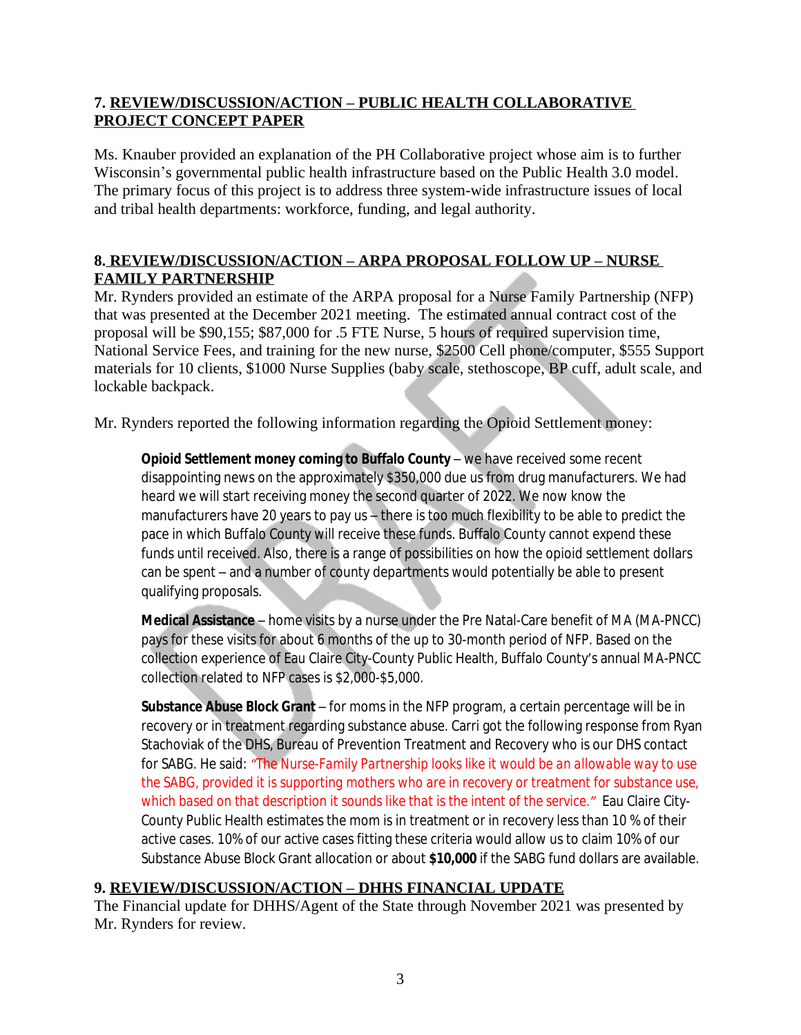## 7. REVIEW/DISCUSSION/ACTION – PUBLIC HEALTH COLLABORATIVE PROJECT CONCEPT PAPER

Ms. Knauber provided an explanation of the PH Collaborative project whose aim is to further Wisconsin's governmental public health infrastructure based on the Public Health 3.0 model. The primary focus of this project is to address three system-wide infrastructure issues of local and tribal health departments: workforce, funding, and legal authority.

## 8. REVIEW/DISCUSSION/ACTION – ARPA PROPOSAL FOLLOW UP – NURSE FAMILY PARTNERSHIP

Mr. Rynders provided an estimate of the ARPA proposal for a Nurse Family Partnership (NFP) that was presented at the December 2021 meeting. The estimated annual contract cost of the proposal will be $90,155; $87,000 for .5 FTE Nurse, 5 hours of required supervision time, National Service Fees, and training for the new nurse, $2500 Cell phone/computer, $555 Support materials for 10 clients, $1000 Nurse Supplies (baby scale, stethoscope, BP cuff, adult scale, and lockable backpack.

Mr. Rynders reported the following information regarding the Opioid Settlement money:

> **Opioid Settlement money coming to Buffalo County** – we have received some recent disappointing news on the approximately $350,000 due us from drug manufacturers. We had heard we will start receiving money the second quarter of 2022. We now know the manufacturers have 20 years to pay us – there is too much flexibility to be able to predict the pace in which Buffalo County will receive these funds. Buffalo County cannot expend these funds until received. Also, there is a range of possibilities on how the opioid settlement dollars can be spent – and a number of county departments would potentially be able to present qualifying proposals.
>
> **Medical Assistance** – home visits by a nurse under the Pre Natal-Care benefit of MA (MA-PNCC) pays for these visits for about 6 months of the up to 30-month period of NFP. Based on the collection experience of Eau Claire City-County Public Health, Buffalo County's annual MA-PNCC collection related to NFP cases is $2,000-$5,000.
>
> **Substance Abuse Block Grant** – for moms in the NFP program, a certain percentage will be in recovery or in treatment regarding substance abuse. Carri got the following response from Ryan Stachoviak of the DHS, Bureau of Prevention Treatment and Recovery who is our DHS contact for SABG. He said: *"The Nurse-Family Partnership looks like it would be an allowable way to use the SABG, provided it is supporting mothers who are in recovery or treatment for substance use, which based on that description it sounds like that is the intent of the service."* Eau Claire City-County Public Health estimates the mom is in treatment or in recovery less than 10 % of their active cases. 10% of our active cases fitting these criteria would allow us to claim 10% of our Substance Abuse Block Grant allocation or about **$10,000** if the SABG fund dollars are available.

## 9. REVIEW/DISCUSSION/ACTION – DHHS FINANCIAL UPDATE

The Financial update for DHHS/Agent of the State through November 2021 was presented by Mr. Rynders for review.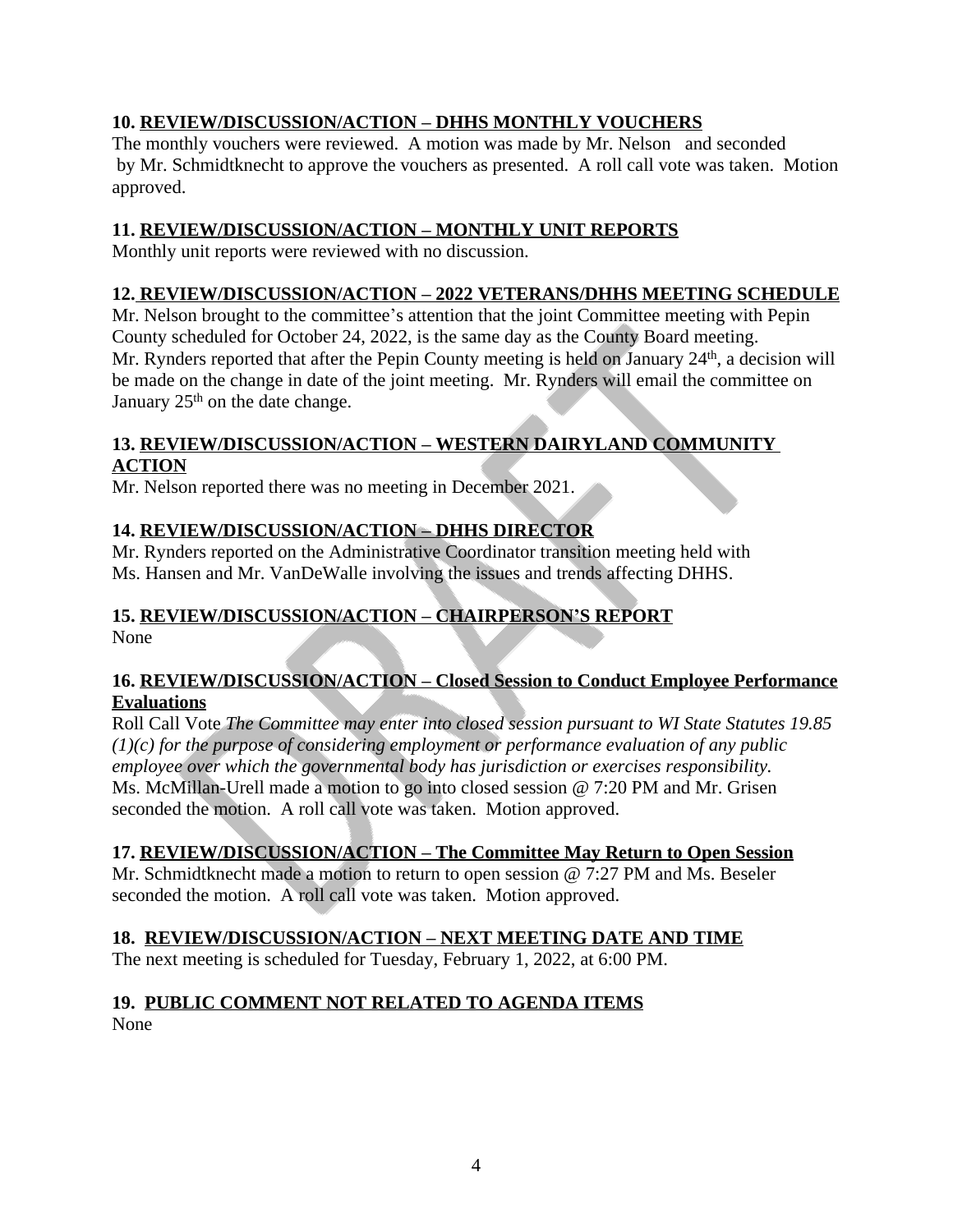### 10. REVIEW/DISCUSSION/ACTION – DHHS MONTHLY VOUCHERS

The monthly vouchers were reviewed. A motion was made by Mr. Nelson and seconded by Mr. Schmidtknecht to approve the vouchers as presented. A roll call vote was taken. Motion approved.

### 11. REVIEW/DISCUSSION/ACTION – MONTHLY UNIT REPORTS

Monthly unit reports were reviewed with no discussion.

### 12. REVIEW/DISCUSSION/ACTION – 2022 VETERANS/DHHS MEETING SCHEDULE

Mr. Nelson brought to the committee's attention that the joint Committee meeting with Pepin County scheduled for October 24, 2022, is the same day as the County Board meeting. Mr. Rynders reported that after the Pepin County meeting is held on January 24th, a decision will be made on the change in date of the joint meeting. Mr. Rynders will email the committee on January 25th on the date change.

### 13. REVIEW/DISCUSSION/ACTION – WESTERN DAIRYLAND COMMUNITY ACTION

Mr. Nelson reported there was no meeting in December 2021.

### 14. REVIEW/DISCUSSION/ACTION – DHHS DIRECTOR

Mr. Rynders reported on the Administrative Coordinator transition meeting held with Ms. Hansen and Mr. VanDeWalle involving the issues and trends affecting DHHS.

### 15. REVIEW/DISCUSSION/ACTION – CHAIRPERSON'S REPORT

None

### 16. REVIEW/DISCUSSION/ACTION – Closed Session to Conduct Employee Performance Evaluations

Roll Call Vote *The Committee may enter into closed session pursuant to WI State Statutes 19.85 (1)(c) for the purpose of considering employment or performance evaluation of any public employee over which the governmental body has jurisdiction or exercises responsibility.* Ms. McMillan-Urell made a motion to go into closed session @ 7:20 PM and Mr. Grisen seconded the motion. A roll call vote was taken. Motion approved.

### 17. REVIEW/DISCUSSION/ACTION – The Committee May Return to Open Session

Mr. Schmidtknecht made a motion to return to open session @ 7:27 PM and Ms. Beseler seconded the motion. A roll call vote was taken. Motion approved.

### 18. REVIEW/DISCUSSION/ACTION – NEXT MEETING DATE AND TIME

The next meeting is scheduled for Tuesday, February 1, 2022, at 6:00 PM.

### 19. PUBLIC COMMENT NOT RELATED TO AGENDA ITEMS

None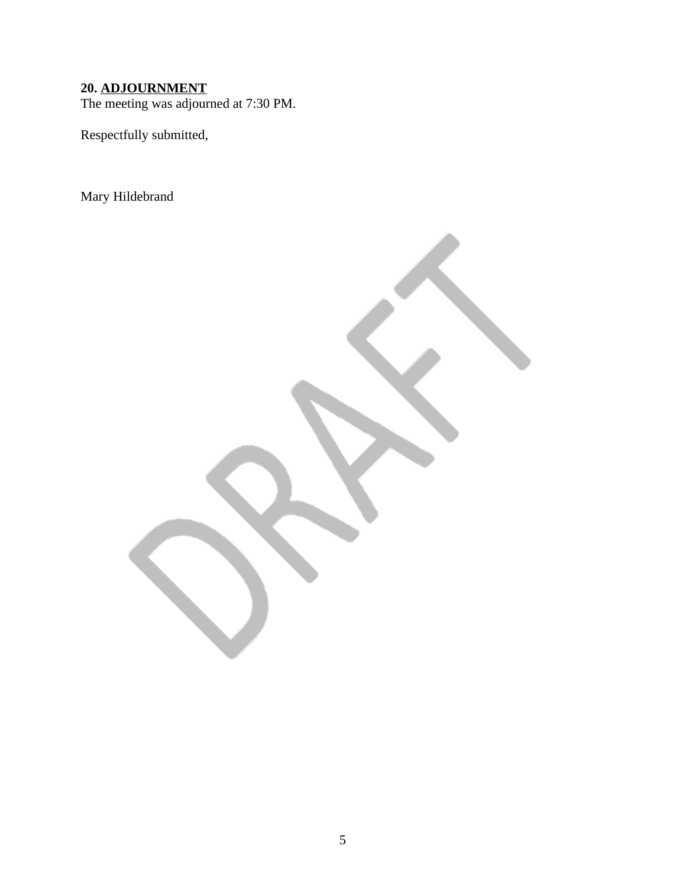**20. ADJOURNMENT**

The meeting was adjourned at 7:30 PM.

Respectfully submitted,

Mary Hildebrand

DRAFT